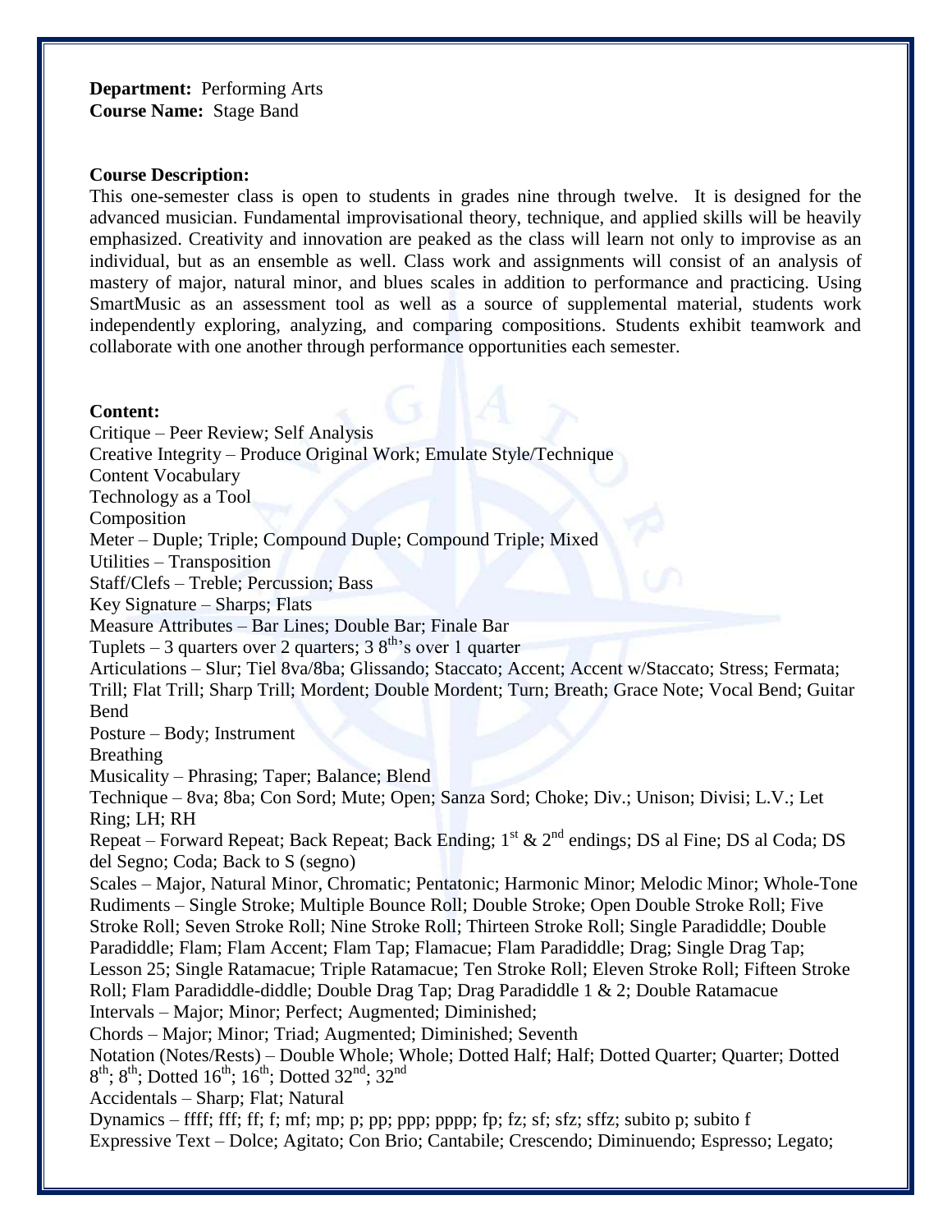**Department:** Performing Arts
**Course Name:** Stage Band

**Course Description:**
This one-semester class is open to students in grades nine through twelve. It is designed for the advanced musician. Fundamental improvisational theory, technique, and applied skills will be heavily emphasized. Creativity and innovation are peaked as the class will learn not only to improvise as an individual, but as an ensemble as well. Class work and assignments will consist of an analysis of mastery of major, natural minor, and blues scales in addition to performance and practicing. Using SmartMusic as an assessment tool as well as a source of supplemental material, students work independently exploring, analyzing, and comparing compositions. Students exhibit teamwork and collaborate with one another through performance opportunities each semester.

**Content:**
Critique – Peer Review; Self Analysis
Creative Integrity – Produce Original Work; Emulate Style/Technique
Content Vocabulary
Technology as a Tool
Composition
Meter – Duple; Triple; Compound Duple; Compound Triple; Mixed
Utilities – Transposition
Staff/Clefs – Treble; Percussion; Bass
Key Signature – Sharps; Flats
Measure Attributes – Bar Lines; Double Bar; Finale Bar
Tuplets – 3 quarters over 2 quarters; 3 8th's over 1 quarter
Articulations – Slur; Tiel 8va/8ba; Glissando; Staccato; Accent; Accent w/Staccato; Stress; Fermata; Trill; Flat Trill; Sharp Trill; Mordent; Double Mordent; Turn; Breath; Grace Note; Vocal Bend; Guitar Bend
Posture – Body; Instrument
Breathing
Musicality – Phrasing; Taper; Balance; Blend
Technique – 8va; 8ba; Con Sord; Mute; Open; Sanza Sord; Choke; Div.; Unison; Divisi; L.V.; Let Ring; LH; RH
Repeat – Forward Repeat; Back Repeat; Back Ending; 1st & 2nd endings; DS al Fine; DS al Coda; DS del Segno; Coda; Back to S (segno)
Scales – Major, Natural Minor, Chromatic; Pentatonic; Harmonic Minor; Melodic Minor; Whole-Tone
Rudiments – Single Stroke; Multiple Bounce Roll; Double Stroke; Open Double Stroke Roll; Five Stroke Roll; Seven Stroke Roll; Nine Stroke Roll; Thirteen Stroke Roll; Single Paradiddle; Double Paradiddle; Flam; Flam Accent; Flam Tap; Flamacue; Flam Paradiddle; Drag; Single Drag Tap; Lesson 25; Single Ratamacue; Triple Ratamacue; Ten Stroke Roll; Eleven Stroke Roll; Fifteen Stroke Roll; Flam Paradiddle-diddle; Double Drag Tap; Drag Paradiddle 1 & 2; Double Ratamacue
Intervals – Major; Minor; Perfect; Augmented; Diminished;
Chords – Major; Minor; Triad; Augmented; Diminished; Seventh
Notation (Notes/Rests) – Double Whole; Whole; Dotted Half; Half; Dotted Quarter; Quarter; Dotted 8th; 8th; Dotted 16th; 16th; Dotted 32nd; 32nd
Accidentals – Sharp; Flat; Natural
Dynamics – ffff; fff; ff; f; mf; mp; p; pp; ppp; pppp; fp; fz; sf; sfz; sffz; subito p; subito f
Expressive Text – Dolce; Agitato; Con Brio; Cantabile; Crescendo; Diminuendo; Espresso; Legato;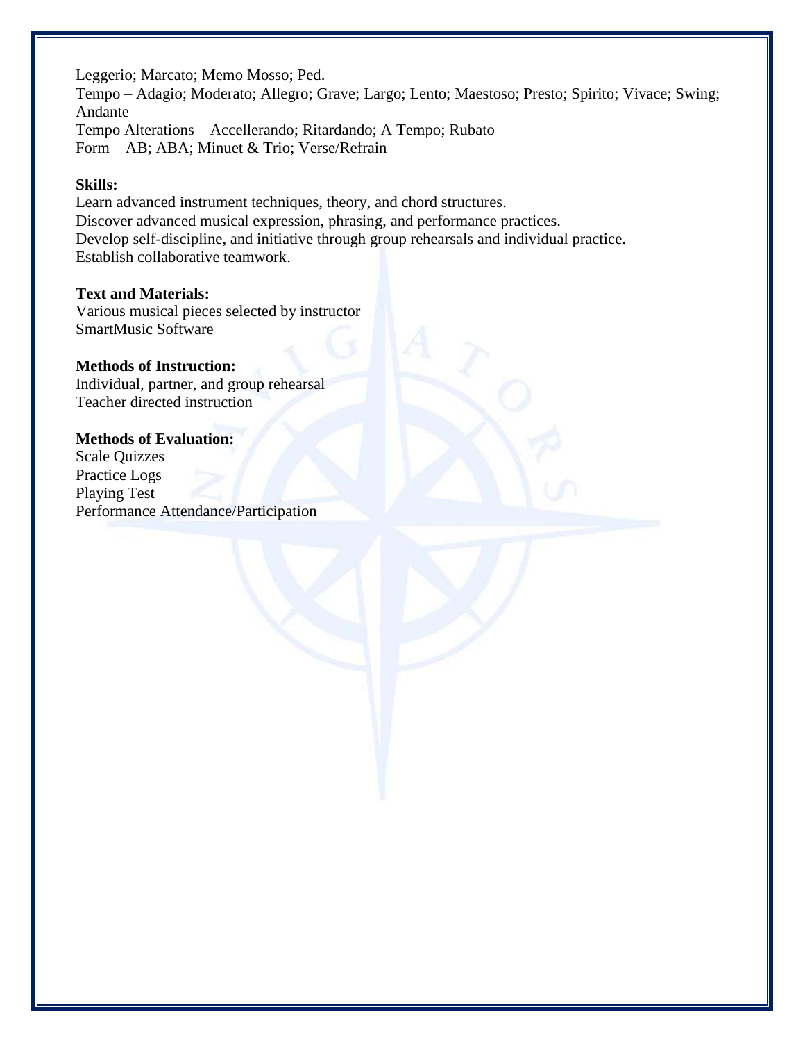Leggerio; Marcato; Memo Mosso; Ped.
Tempo – Adagio; Moderato; Allegro; Grave; Largo; Lento; Maestoso; Presto; Spirito; Vivace; Swing; Andante
Tempo Alterations – Accellerando; Ritardando; A Tempo; Rubato
Form – AB; ABA; Minuet & Trio; Verse/Refrain

**Skills:**
Learn advanced instrument techniques, theory, and chord structures.
Discover advanced musical expression, phrasing, and performance practices.
Develop self-discipline, and initiative through group rehearsals and individual practice.
Establish collaborative teamwork.

**Text and Materials:**
Various musical pieces selected by instructor
SmartMusic Software

**Methods of Instruction:**
Individual, partner, and group rehearsal
Teacher directed instruction

**Methods of Evaluation:**
Scale Quizzes
Practice Logs
Playing Test
Performance Attendance/Participation